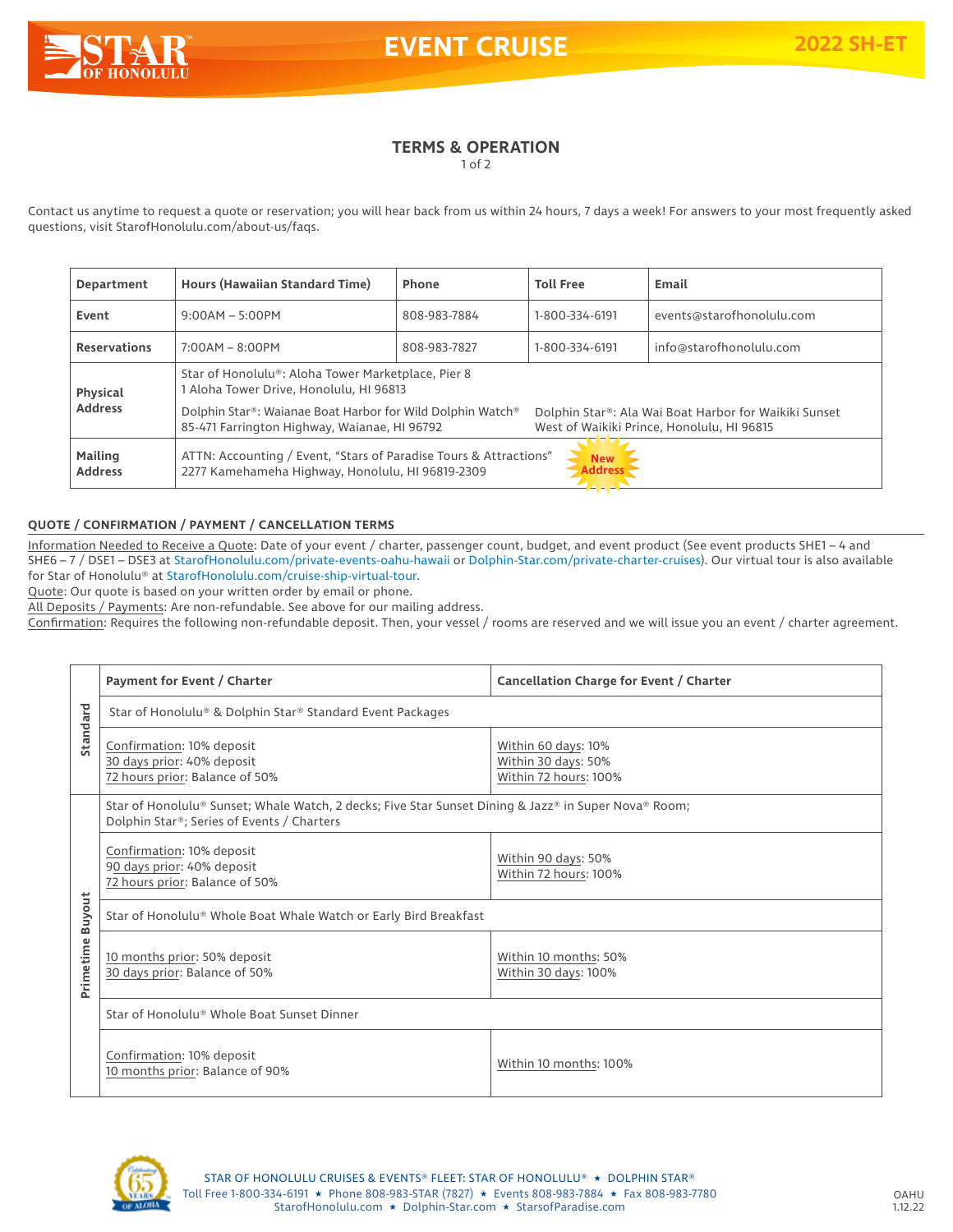# EVENT CRUISE

**2022 SH-ET**

## TERMS & OPERATION

1 of 2

Contact us anytime to request a quote or reservation; you will hear back from us within 24 hours, 7 days a week! For answers to your most frequently asked questions, visit StarofHonolulu.com/about-us/faqs.

| Department | Hours (Hawaiian Standard Time) | Phone | Toll Free | Email |
|---|---|---|---|---|
| Event | 9:00AM – 5:00PM | 808-983-7884 | 1-800-334-6191 | events@starofhonolulu.com |
| Reservations | 7:00AM – 8:00PM | 808-983-7827 | 1-800-334-6191 | info@starofhonolulu.com |
| Physical Address | Star of Honolulu®: Aloha Tower Marketplace, Pier 8<br>1 Aloha Tower Drive, Honolulu, HI 96813<br>Dolphin Star®: Waianae Boat Harbor for Wild Dolphin Watch®<br>85-471 Farrington Highway, Waianae, HI 96792<br>Dolphin Star®: Ala Wai Boat Harbor for Waikiki Sunset<br>West of Waikiki Prince, Honolulu, HI 96815 | | | |
| Mailing Address | ATTN: Accounting / Event, "Stars of Paradise Tours & Attractions"<br>2277 Kamehameha Highway, Honolulu, HI 96819-2309 (New Address) | | | |

### QUOTE / CONFIRMATION / PAYMENT / CANCELLATION TERMS

Information Needed to Receive a Quote: Date of your event / charter, passenger count, budget, and event product (See event products SHE1 – 4 and SHE6 – 7 / DSE1 – DSE3 at StarofHonolulu.com/private-events-oahu-hawaii or Dolphin-Star.com/private-charter-cruises). Our virtual tour is also available for Star of Honolulu® at StarofHonolulu.com/cruise-ship-virtual-tour.

Quote: Our quote is based on your written order by email or phone.

All Deposits / Payments: Are non-refundable. See above for our mailing address.

Confirmation: Requires the following non-refundable deposit. Then, your vessel / rooms are reserved and we will issue you an event / charter agreement.

| | Payment for Event / Charter | Cancellation Charge for Event / Charter |
|---|---|---|
| Standard | Star of Honolulu® & Dolphin Star® Standard Event Packages | |
| | Confirmation: 10% deposit<br>30 days prior: 40% deposit<br>72 hours prior: Balance of 50% | Within 60 days: 10%<br>Within 30 days: 50%<br>Within 72 hours: 100% |
| Primetime Buyout | Star of Honolulu® Sunset; Whale Watch, 2 decks; Five Star Sunset Dining & Jazz® in Super Nova® Room; Dolphin Star®; Series of Events / Charters | |
| | Confirmation: 10% deposit<br>90 days prior: 40% deposit<br>72 hours prior: Balance of 50% | Within 90 days: 50%<br>Within 72 hours: 100% |
| | Star of Honolulu® Whole Boat Whale Watch or Early Bird Breakfast | |
| | 10 months prior: 50% deposit<br>30 days prior: Balance of 50% | Within 10 months: 50%<br>Within 30 days: 100% |
| | Star of Honolulu® Whole Boat Sunset Dinner | |
| | Confirmation: 10% deposit<br>10 months prior: Balance of 90% | Within 10 months: 100% |

STAR OF HONOLULU CRUISES & EVENTS® FLEET: STAR OF HONOLULU® ★ DOLPHIN STAR®
Toll Free 1-800-334-6191 ★ Phone 808-983-STAR (7827) ★ Events 808-983-7884 ★ Fax 808-983-7780
StarofHonolulu.com ★ Dolphin-Star.com ★ StarsofParadise.com

OAHU 1.12.22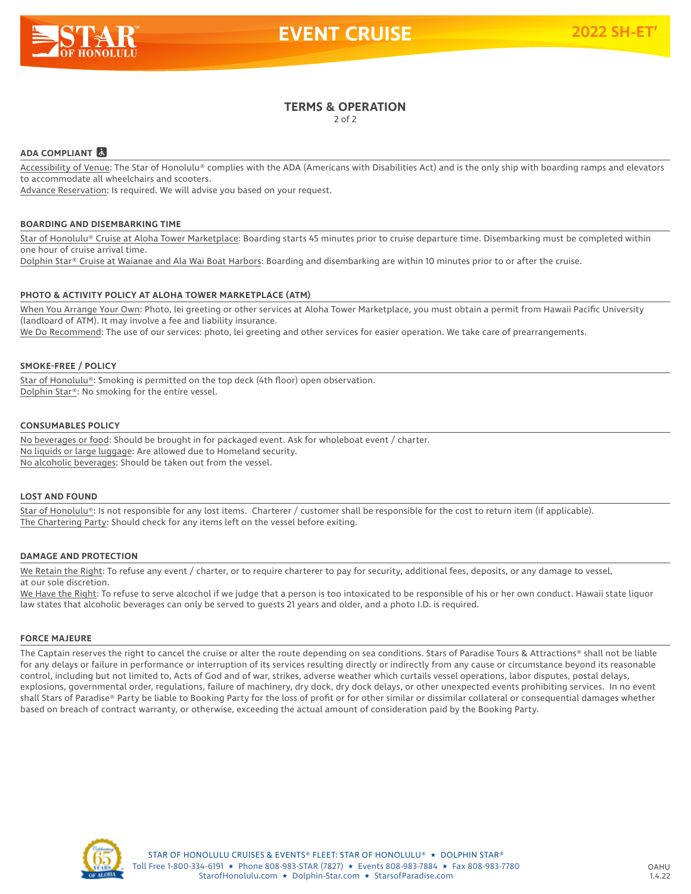# EVENT CRUISE

## TERMS & OPERATION

### ADA COMPLIANT

Accessibility of Venue: The Star of Honolulu® complies with the ADA (Americans with Disabilities Act) and is the only ship with boarding ramps and elevators to accommodate all wheelchairs and scooters.
Advance Reservation: Is required. We will advise you based on your request.

### BOARDING AND DISEMBARKING TIME

Star of Honolulu® Cruise at Aloha Tower Marketplace: Boarding starts 45 minutes prior to cruise departure time. Disembarking must be completed within one hour of cruise arrival time.
Dolphin Star® Cruise at Waianae and Ala Wai Boat Harbors: Boarding and disembarking are within 10 minutes prior to or after the cruise.

### PHOTO & ACTIVITY POLICY AT ALOHA TOWER MARKETPLACE (ATM)

When You Arrange Your Own: Photo, lei greeting or other services at Aloha Tower Marketplace, you must obtain a permit from Hawaii Pacific University (landlord of ATM). It may involve a fee and liability insurance.
We Do Recommend: The use of our services: photo, lei greeting and other services for easier operation. We take care of prearrangements.

### SMOKE-FREE / POLICY

Star of Honolulu®: Smoking is permitted on the top deck (4th floor) open observation.
Dolphin Star®: No smoking for the entire vessel.

### CONSUMABLES POLICY

No beverages or food: Should be brought in for packaged event. Ask for wholeboat event / charter.
No liquids or large luggage: Are allowed due to Homeland security.
No alcoholic beverages: Should be taken out from the vessel.

### LOST AND FOUND

Star of Honolulu®: Is not responsible for any lost items. Charterer / customer shall be responsible for the cost to return item (if applicable).
The Chartering Party: Should check for any items left on the vessel before exiting.

### DAMAGE AND PROTECTION

We Retain the Right: To refuse any event / charter, or to require charterer to pay for security, additional fees, deposits, or any damage to vessel, at our sole discretion.
We Have the Right: To refuse to serve alcohol if we judge that a person is too intoxicated to be responsible of his or her own conduct. Hawaii state liquor law states that alcoholic beverages can only be served to guests 21 years and older, and a photo I.D. is required.

### FORCE MAJEURE

The Captain reserves the right to cancel the cruise or alter the route depending on sea conditions. Stars of Paradise Tours & Attractions® shall not be liable for any delays or failure in performance or interruption of its services resulting directly or indirectly from any cause or circumstance beyond its reasonable control, including but not limited to, Acts of God and of war, strikes, adverse weather which curtails vessel operations, labor disputes, postal delays, explosions, governmental order, regulations, failure of machinery, dry dock, dry dock delays, or other unexpected events prohibiting services. In no event shall Stars of Paradise® Party be liable to Booking Party for the loss of profit or for other similar or dissimilar collateral or consequential damages whether based on breach of contract warranty, or otherwise, exceeding the actual amount of consideration paid by the Booking Party.

STAR OF HONOLULU CRUISES & EVENTS® FLEET: STAR OF HONOLULU® ★ DOLPHIN STAR®
Toll Free 1-800-334-6191 ★ Phone 808-983-STAR (7827) ★ Events 808-983-7884 ★ Fax 808-983-7780
StarofHonolulu.com ★ Dolphin-Star.com ★ StarsofParadise.com